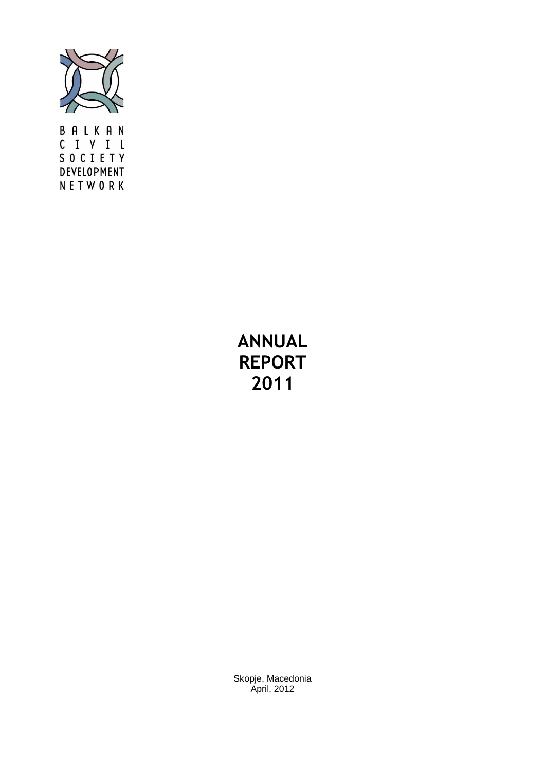BALKAN
CIVIL
SOCIETY
DEVELOPMENT
NETWORK

# ANNUAL REPORT 2011

Skopje, Macedonia
April, 2012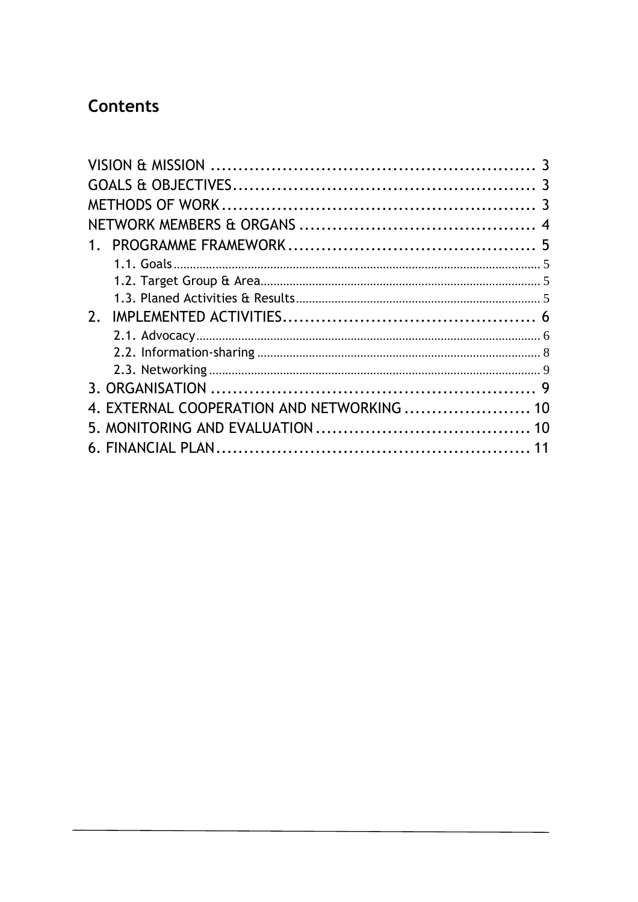# Contents

VISION & MISSION ........................................................ 3
GOALS & OBJECTIVES...................................................... 3
METHODS OF WORK........................................................ 3
NETWORK MEMBERS & ORGANS .......................................... 4
1. PROGRAMME FRAMEWORK............................................. 5
   1.1. Goals ........................................................................ 5
   1.2. Target Group & Area.................................................... 5
   1.3. Planed Activities & Results............................................ 5
2. IMPLEMENTED ACTIVITIES.............................................. 6
   2.1. Advocacy.................................................................... 6
   2.2. Information-sharing ...................................................... 8
   2.3. Networking .................................................................. 9
3. ORGANISATION .......................................................... 9
4. EXTERNAL COOPERATION AND NETWORKING ...................... 10
5. MONITORING AND EVALUATION ...................................... 10
6. FINANCIAL PLAN......................................................... 11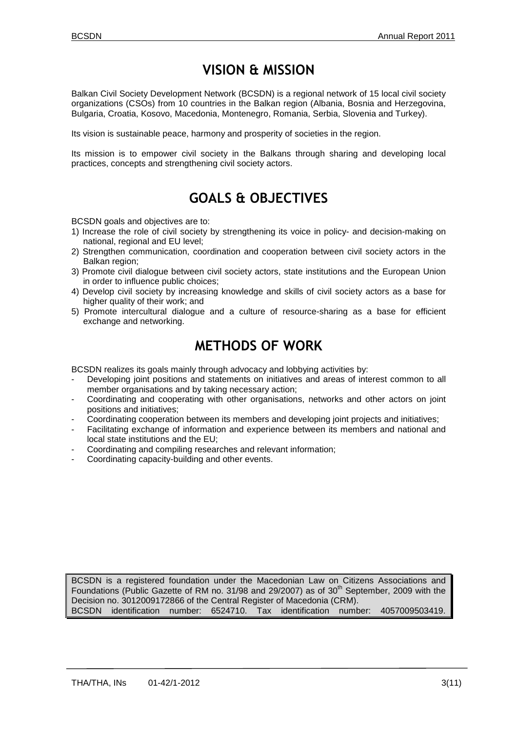# VISION & MISSION

Balkan Civil Society Development Network (BCSDN) is a regional network of 15 local civil society organizations (CSOs) from 10 countries in the Balkan region (Albania, Bosnia and Herzegovina, Bulgaria, Croatia, Kosovo, Macedonia, Montenegro, Romania, Serbia, Slovenia and Turkey).

Its vision is sustainable peace, harmony and prosperity of societies in the region.

Its mission is to empower civil society in the Balkans through sharing and developing local practices, concepts and strengthening civil society actors.

# GOALS & OBJECTIVES

BCSDN goals and objectives are to:

1) Increase the role of civil society by strengthening its voice in policy- and decision-making on national, regional and EU level;
2) Strengthen communication, coordination and cooperation between civil society actors in the Balkan region;
3) Promote civil dialogue between civil society actors, state institutions and the European Union in order to influence public choices;
4) Develop civil society by increasing knowledge and skills of civil society actors as a base for higher quality of their work; and
5) Promote intercultural dialogue and a culture of resource-sharing as a base for efficient exchange and networking.

# METHODS OF WORK

BCSDN realizes its goals mainly through advocacy and lobbying activities by:

- Developing joint positions and statements on initiatives and areas of interest common to all member organisations and by taking necessary action;
- Coordinating and cooperating with other organisations, networks and other actors on joint positions and initiatives;
- Coordinating cooperation between its members and developing joint projects and initiatives;
- Facilitating exchange of information and experience between its members and national and local state institutions and the EU;
- Coordinating and compiling researches and relevant information;
- Coordinating capacity-building and other events.

BCSDN is a registered foundation under the Macedonian Law on Citizens Associations and Foundations (Public Gazette of RM no. 31/98 and 29/2007) as of 30th September, 2009 with the Decision no. 3012009172866 of the Central Register of Macedonia (CRM).
BCSDN identification number: 6524710. Tax identification number: 4057009503419.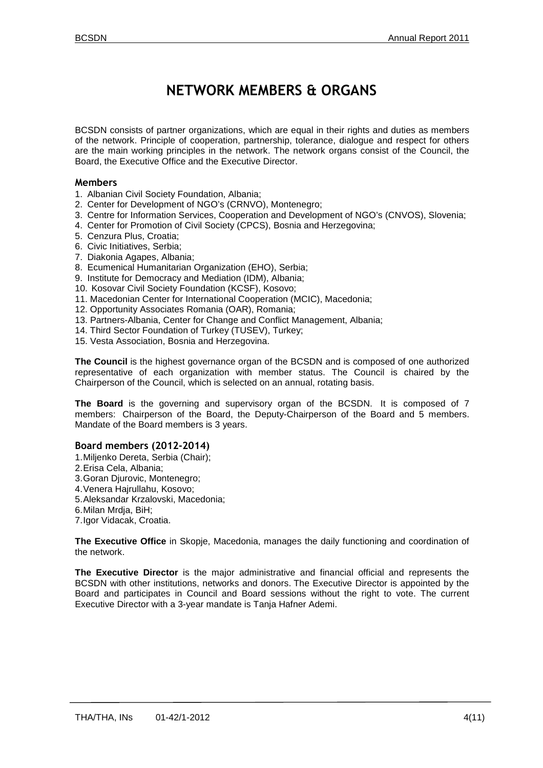# NETWORK MEMBERS & ORGANS

BCSDN consists of partner organizations, which are equal in their rights and duties as members of the network. Principle of cooperation, partnership, tolerance, dialogue and respect for others are the main working principles in the network. The network organs consist of the Council, the Board, the Executive Office and the Executive Director.

## Members

1. Albanian Civil Society Foundation, Albania;
2. Center for Development of NGO's (CRNVO), Montenegro;
3. Centre for Information Services, Cooperation and Development of NGO's (CNVOS), Slovenia;
4. Center for Promotion of Civil Society (CPCS), Bosnia and Herzegovina;
5. Cenzura Plus, Croatia;
6. Civic Initiatives, Serbia;
7. Diakonia Agapes, Albania;
8. Ecumenical Humanitarian Organization (EHO), Serbia;
9. Institute for Democracy and Mediation (IDM), Albania;
10. Kosovar Civil Society Foundation (KCSF), Kosovo;
11. Macedonian Center for International Cooperation (MCIC), Macedonia;
12. Opportunity Associates Romania (OAR), Romania;
13. Partners-Albania, Center for Change and Conflict Management, Albania;
14. Third Sector Foundation of Turkey (TUSEV), Turkey;
15. Vesta Association, Bosnia and Herzegovina.

**The Council** is the highest governance organ of the BCSDN and is composed of one authorized representative of each organization with member status. The Council is chaired by the Chairperson of the Council, which is selected on an annual, rotating basis.

**The Board** is the governing and supervisory organ of the BCSDN. It is composed of 7 members: Chairperson of the Board, the Deputy-Chairperson of the Board and 5 members. Mandate of the Board members is 3 years.

## Board members (2012-2014)

1. Miljenko Dereta, Serbia (Chair);
2. Erisa Cela, Albania;
3. Goran Djurovic, Montenegro;
4. Venera Hajrullahu, Kosovo;
5. Aleksandar Krzalovski, Macedonia;
6. Milan Mrdja, BiH;
7. Igor Vidacak, Croatia.

**The Executive Office** in Skopje, Macedonia, manages the daily functioning and coordination of the network.

**The Executive Director** is the major administrative and financial official and represents the BCSDN with other institutions, networks and donors. The Executive Director is appointed by the Board and participates in Council and Board sessions without the right to vote. The current Executive Director with a 3-year mandate is Tanja Hafner Ademi.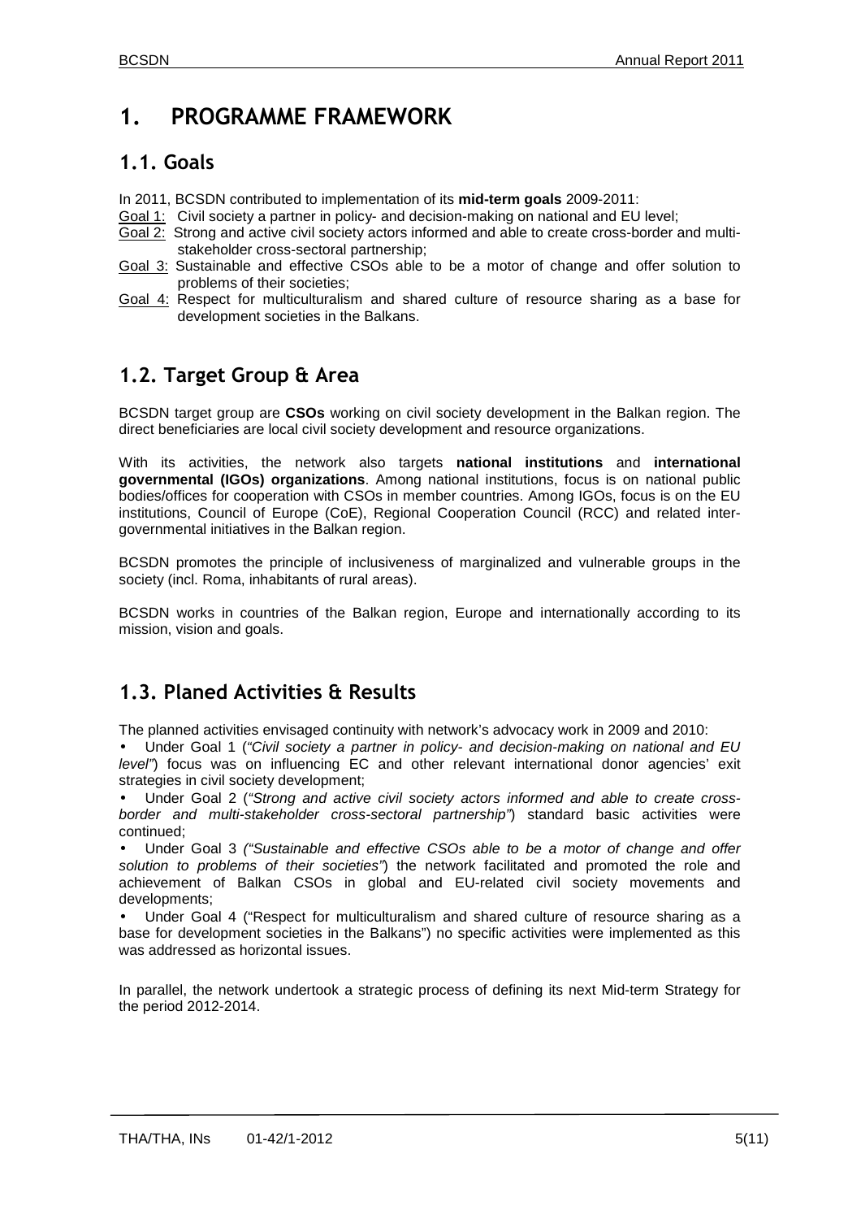# 1. PROGRAMME FRAMEWORK

## 1.1. Goals

In 2011, BCSDN contributed to implementation of its **mid-term goals** 2009-2011:

Goal 1: Civil society a partner in policy- and decision-making on national and EU level;

Goal 2: Strong and active civil society actors informed and able to create cross-border and multi-stakeholder cross-sectoral partnership;

Goal 3: Sustainable and effective CSOs able to be a motor of change and offer solution to problems of their societies;

Goal 4: Respect for multiculturalism and shared culture of resource sharing as a base for development societies in the Balkans.

## 1.2. Target Group & Area

BCSDN target group are **CSOs** working on civil society development in the Balkan region. The direct beneficiaries are local civil society development and resource organizations.

With its activities, the network also targets **national institutions** and **international governmental (IGOs) organizations**. Among national institutions, focus is on national public bodies/offices for cooperation with CSOs in member countries. Among IGOs, focus is on the EU institutions, Council of Europe (CoE), Regional Cooperation Council (RCC) and related inter-governmental initiatives in the Balkan region.

BCSDN promotes the principle of inclusiveness of marginalized and vulnerable groups in the society (incl. Roma, inhabitants of rural areas).

BCSDN works in countries of the Balkan region, Europe and internationally according to its mission, vision and goals.

## 1.3. Planed Activities & Results

The planned activities envisaged continuity with network's advocacy work in 2009 and 2010:

- Under Goal 1 (*"Civil society a partner in policy- and decision-making on national and EU level"*) focus was on influencing EC and other relevant international donor agencies' exit strategies in civil society development;
- Under Goal 2 (*"Strong and active civil society actors informed and able to create cross-border and multi-stakeholder cross-sectoral partnership"*) standard basic activities were continued;
- Under Goal 3 *("Sustainable and effective CSOs able to be a motor of change and offer solution to problems of their societies"*) the network facilitated and promoted the role and achievement of Balkan CSOs in global and EU-related civil society movements and developments;
- Under Goal 4 ("Respect for multiculturalism and shared culture of resource sharing as a base for development societies in the Balkans") no specific activities were implemented as this was addressed as horizontal issues.

In parallel, the network undertook a strategic process of defining its next Mid-term Strategy for the period 2012-2014.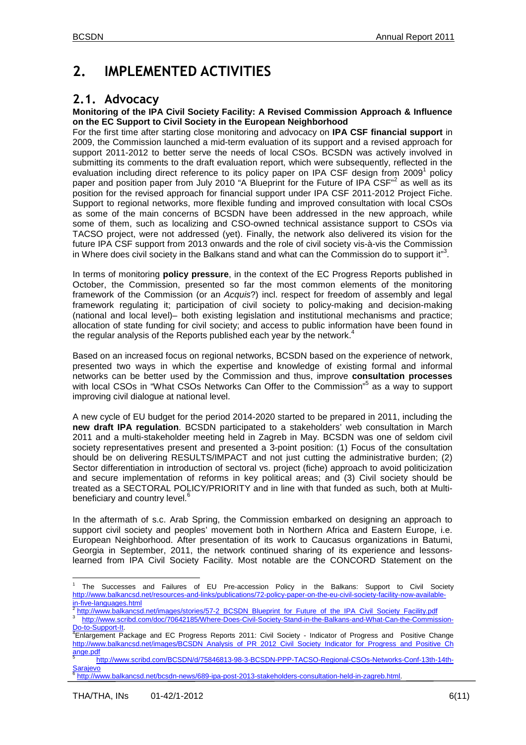# 2. IMPLEMENTED ACTIVITIES

## 2.1. Advocacy

**Monitoring of the IPA Civil Society Facility: A Revised Commission Approach & Influence on the EC Support to Civil Society in the European Neighborhood**

For the first time after starting close monitoring and advocacy on **IPA CSF financial support** in 2009, the Commission launched a mid-term evaluation of its support and a revised approach for support 2011-2012 to better serve the needs of local CSOs. BCSDN was actively involved in submitting its comments to the draft evaluation report, which were subsequently, reflected in the evaluation including direct reference to its policy paper on IPA CSF design from 2009[1] policy paper and position paper from July 2010 "A Blueprint for the Future of IPA CSF"[2] as well as its position for the revised approach for financial support under IPA CSF 2011-2012 Project Fiche. Support to regional networks, more flexible funding and improved consultation with local CSOs as some of the main concerns of BCSDN have been addressed in the new approach, while some of them, such as localizing and CSO-owned technical assistance support to CSOs via TACSO project, were not addressed (yet). Finally, the network also delivered its vision for the future IPA CSF support from 2013 onwards and the role of civil society vis-à-vis the Commission in Where does civil society in the Balkans stand and what can the Commission do to support it"[3].

In terms of monitoring **policy pressure**, in the context of the EC Progress Reports published in October, the Commission, presented so far the most common elements of the monitoring framework of the Commission (or an *Acquis*?) incl. respect for freedom of assembly and legal framework regulating it; participation of civil society to policy-making and decision-making (national and local level)– both existing legislation and institutional mechanisms and practice; allocation of state funding for civil society; and access to public information have been found in the regular analysis of the Reports published each year by the network.[4]

Based on an increased focus on regional networks, BCSDN based on the experience of network, presented two ways in which the expertise and knowledge of existing formal and informal networks can be better used by the Commission and thus, improve **consultation processes** with local CSOs in "What CSOs Networks Can Offer to the Commission"[5] as a way to support improving civil dialogue at national level.

A new cycle of EU budget for the period 2014-2020 started to be prepared in 2011, including the **new draft IPA regulation**. BCSDN participated to a stakeholders' web consultation in March 2011 and a multi-stakeholder meeting held in Zagreb in May. BCSDN was one of seldom civil society representatives present and presented a 3-point position: (1) Focus of the consultation should be on delivering RESULTS/IMPACT and not just cutting the administrative burden; (2) Sector differentiation in introduction of sectoral vs. project (fiche) approach to avoid politicization and secure implementation of reforms in key political areas; and (3) Civil society should be treated as a SECTORAL POLICY/PRIORITY and in line with that funded as such, both at Multi-beneficiary and country level.[6]

In the aftermath of s.c. Arab Spring, the Commission embarked on designing an approach to support civil society and peoples' movement both in Northern Africa and Eastern Europe, i.e. European Neighborhood. After presentation of its work to Caucasus organizations in Batumi, Georgia in September, 2011, the network continued sharing of its experience and lessons-learned from IPA Civil Society Facility. Most notable are the CONCORD Statement on the

---

[1] The Successes and Failures of EU Pre-accession Policy in the Balkans: Support to Civil Society http://www.balkancsd.net/resources-and-links/publications/72-policy-paper-on-the-eu-civil-society-facility-now-available-in-five-languages.html

[2] http://www.balkancsd.net/images/stories/57-2_BCSDN_Blueprint_for_Future_of_the_IPA_Civil_Society_Facility.pdf

[3] http://www.scribd.com/doc/70642185/Where-Does-Civil-Society-Stand-in-the-Balkans-and-What-Can-the-Commission-Do-to-Support-It.

[4] Enlargement Package and EC Progress Reports 2011: Civil Society - Indicator of Progress and Positive Change http://www.balkancsd.net/images/BCSDN_Analysis_of_PR_2012_Civil_Society_Indicator_for_Progress_and_Positive_Change.pdf

[5] http://www.scribd.com/BCSDN/d/75846813-98-3-BCSDN-PPP-TACSO-Regional-CSOs-Networks-Conf-13th-14th-Sarajevo

[6] http://www.balkancsd.net/bcsdn-news/689-ipa-post-2013-stakeholders-consultation-held-in-zagreb.html.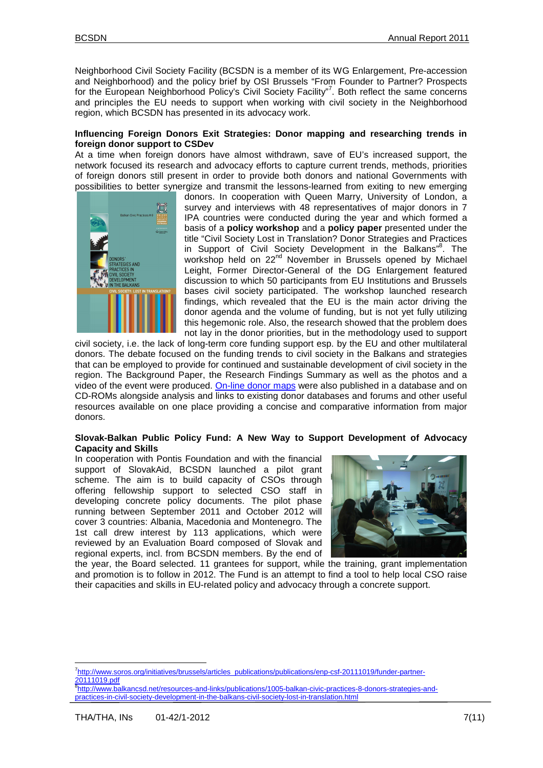Neighborhood Civil Society Facility (BCSDN is a member of its WG Enlargement, Pre-accession and Neighborhood) and the policy brief by OSI Brussels "From Founder to Partner? Prospects for the European Neighborhood Policy's Civil Society Facility"[7]. Both reflect the same concerns and principles the EU needs to support when working with civil society in the Neighborhood region, which BCSDN has presented in its advocacy work.

**Influencing Foreign Donors Exit Strategies: Donor mapping and researching trends in foreign donor support to CSDev**

At a time when foreign donors have almost withdrawn, save of EU's increased support, the network focused its research and advocacy efforts to capture current trends, methods, priorities of foreign donors still present in order to provide both donors and national Governments with possibilities to better synergize and transmit the lessons-learned from exiting to new emerging donors. In cooperation with Queen Marry, University of London, a survey and interviews with 48 representatives of major donors in 7 IPA countries were conducted during the year and which formed a basis of a **policy workshop** and a **policy paper** presented under the title "Civil Society Lost in Translation? Donor Strategies and Practices in Support of Civil Society Development in the Balkans"[8]. The workshop held on 22nd November in Brussels opened by Michael Leight, Former Director-General of the DG Enlargement featured discussion to which 50 participants from EU Institutions and Brussels bases civil society participated. The workshop launched research findings, which revealed that the EU is the main actor driving the donor agenda and the volume of funding, but is not yet fully utilizing this hegemonic role. Also, the research showed that the problem does not lay in the donor priorities, but in the methodology used to support civil society, i.e. the lack of long-term core funding support esp. by the EU and other multilateral donors. The debate focused on the funding trends to civil society in the Balkans and strategies that can be employed to provide for continued and sustainable development of civil society in the region. The Background Paper, the Research Findings Summary as well as the photos and a video of the event were produced. On-line donor maps were also published in a database and on CD-ROMs alongside analysis and links to existing donor databases and forums and other useful resources available on one place providing a concise and comparative information from major donors.

**Slovak-Balkan Public Policy Fund: A New Way to Support Development of Advocacy Capacity and Skills**

In cooperation with Pontis Foundation and with the financial support of SlovakAid, BCSDN launched a pilot grant scheme. The aim is to build capacity of CSOs through offering fellowship support to selected CSO staff in developing concrete policy documents. The pilot phase running between September 2011 and October 2012 will cover 3 countries: Albania, Macedonia and Montenegro. The 1st call drew interest by 113 applications, which were reviewed by an Evaluation Board composed of Slovak and regional experts, incl. from BCSDN members. By the end of the year, the Board selected. 11 grantees for support, while the training, grant implementation and promotion is to follow in 2012. The Fund is an attempt to find a tool to help local CSO raise their capacities and skills in EU-related policy and advocacy through a concrete support.

---

[7] http://www.soros.org/initiatives/brussels/articles_publications/publications/enp-csf-20111019/funder-partner-20111019.pdf

[8] http://www.balkancsd.net/resources-and-links/publications/1005-balkan-civic-practices-8-donors-strategies-and-practices-in-civil-society-development-in-the-balkans-civil-society-lost-in-translation.html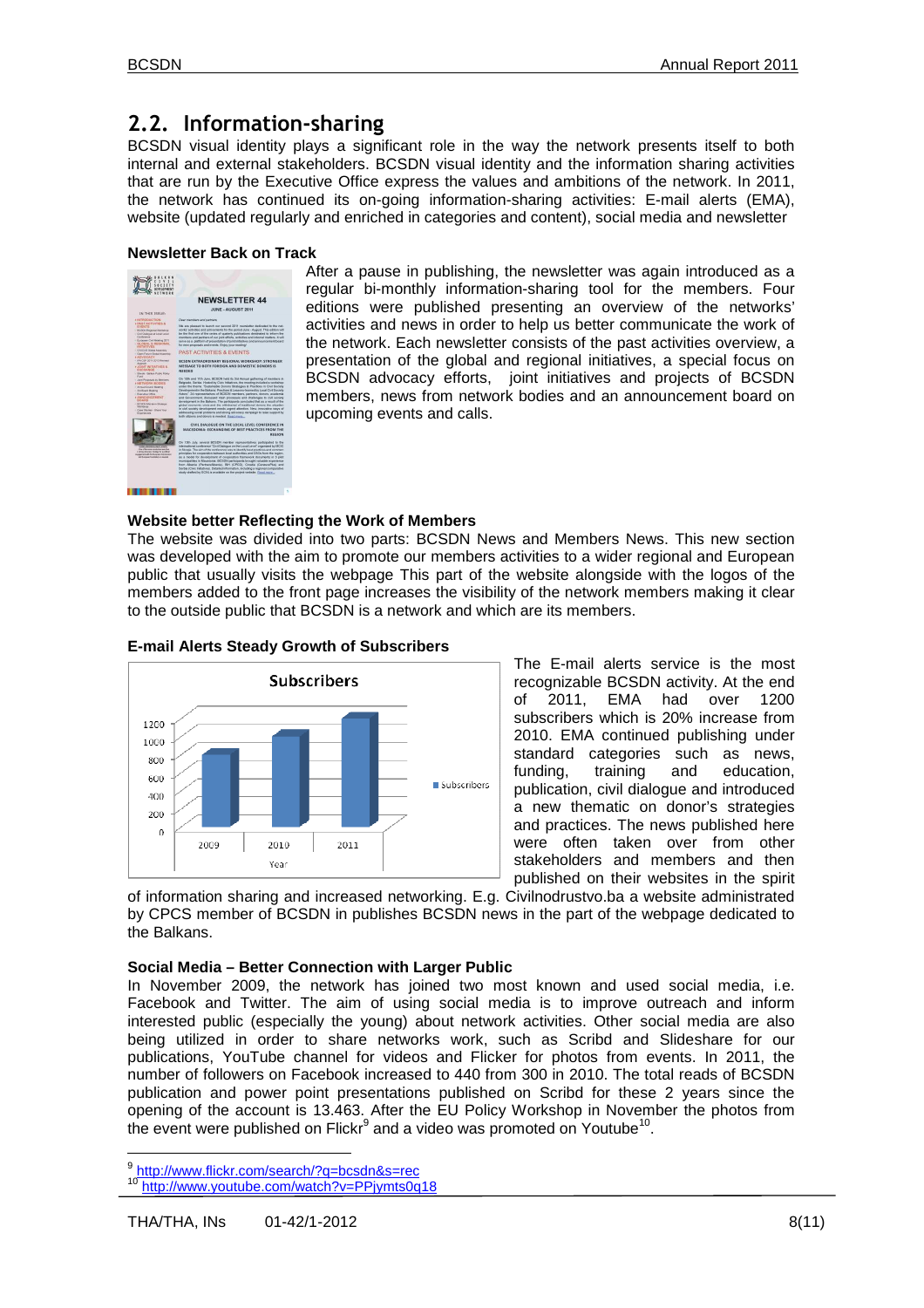## 2.2. Information-sharing

BCSDN visual identity plays a significant role in the way the network presents itself to both internal and external stakeholders. BCSDN visual identity and the information sharing activities that are run by the Executive Office express the values and ambitions of the network. In 2011, the network has continued its on-going information-sharing activities: E-mail alerts (EMA), website (updated regularly and enriched in categories and content), social media and newsletter

**Newsletter Back on Track**

After a pause in publishing, the newsletter was again introduced as a regular bi-monthly information-sharing tool for the members. Four editions were published presenting an overview of the networks' activities and news in order to help us better communicate the work of the network. Each newsletter consists of the past activities overview, a presentation of the global and regional initiatives, a special focus on BCSDN advocacy efforts, joint initiatives and projects of BCSDN members, news from network bodies and an announcement board on upcoming events and calls.

**Website better Reflecting the Work of Members**

The website was divided into two parts: BCSDN News and Members News. This new section was developed with the aim to promote our members activities to a wider regional and European public that usually visits the webpage This part of the website alongside with the logos of the members added to the front page increases the visibility of the network members making it clear to the outside public that BCSDN is a network and which are its members.

**E-mail Alerts Steady Growth of Subscribers**

The E-mail alerts service is the most recognizable BCSDN activity. At the end of 2011, EMA had over 1200 subscribers which is 20% increase from 2010. EMA continued publishing under standard categories such as news, funding, training and education, publication, civil dialogue and introduced a new thematic on donor's strategies and practices. The news published here were often taken over from other stakeholders and members and then published on their websites in the spirit of information sharing and increased networking. E.g. Civilnodrustvo.ba a website administrated by CPCS member of BCSDN in publishes BCSDN news in the part of the webpage dedicated to the Balkans.

**Social Media – Better Connection with Larger Public**

In November 2009, the network has joined two most known and used social media, i.e. Facebook and Twitter. The aim of using social media is to improve outreach and inform interested public (especially the young) about network activities. Other social media are also being utilized in order to share networks work, such as Scribd and Slideshare for our publications, YouTube channel for videos and Flicker for photos from events. In 2011, the number of followers on Facebook increased to 440 from 300 in 2010. The total reads of BCSDN publication and power point presentations published on Scribd for these 2 years since the opening of the account is 13.463. After the EU Policy Workshop in November the photos from the event were published on Flickr[9] and a video was promoted on Youtube[10].

[9] http://www.flickr.com/search/?q=bcsdn&s=rec
[10] http://www.youtube.com/watch?v=PPjymts0q18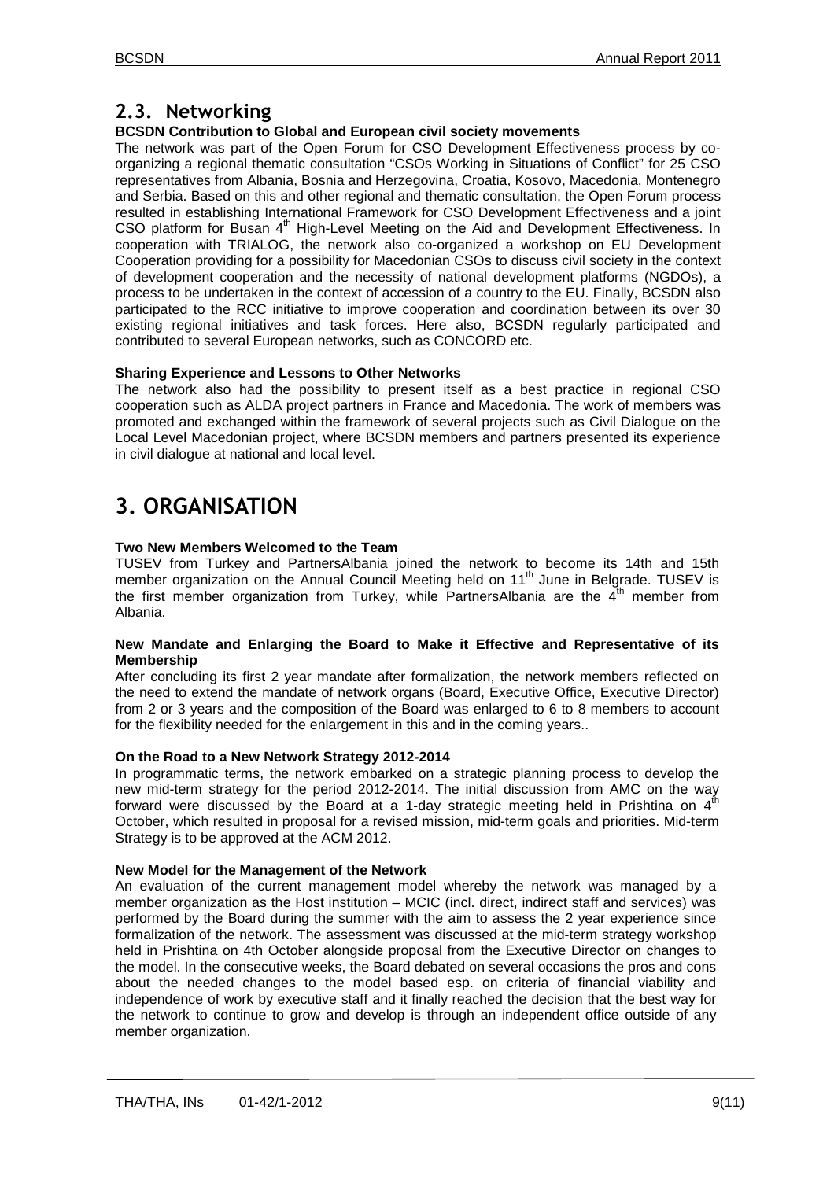## 2.3. Networking

**BCSDN Contribution to Global and European civil society movements**

The network was part of the Open Forum for CSO Development Effectiveness process by co-organizing a regional thematic consultation "CSOs Working in Situations of Conflict" for 25 CSO representatives from Albania, Bosnia and Herzegovina, Croatia, Kosovo, Macedonia, Montenegro and Serbia. Based on this and other regional and thematic consultation, the Open Forum process resulted in establishing International Framework for CSO Development Effectiveness and a joint CSO platform for Busan 4th High-Level Meeting on the Aid and Development Effectiveness. In cooperation with TRIALOG, the network also co-organized a workshop on EU Development Cooperation providing for a possibility for Macedonian CSOs to discuss civil society in the context of development cooperation and the necessity of national development platforms (NGDOs), a process to be undertaken in the context of accession of a country to the EU. Finally, BCSDN also participated to the RCC initiative to improve cooperation and coordination between its over 30 existing regional initiatives and task forces. Here also, BCSDN regularly participated and contributed to several European networks, such as CONCORD etc.

**Sharing Experience and Lessons to Other Networks**

The network also had the possibility to present itself as a best practice in regional CSO cooperation such as ALDA project partners in France and Macedonia. The work of members was promoted and exchanged within the framework of several projects such as Civil Dialogue on the Local Level Macedonian project, where BCSDN members and partners presented its experience in civil dialogue at national and local level.

# 3. ORGANISATION

**Two New Members Welcomed to the Team**

TUSEV from Turkey and PartnersAlbania joined the network to become its 14th and 15th member organization on the Annual Council Meeting held on 11th June in Belgrade. TUSEV is the first member organization from Turkey, while PartnersAlbania are the 4th member from Albania.

**New Mandate and Enlarging the Board to Make it Effective and Representative of its Membership**

After concluding its first 2 year mandate after formalization, the network members reflected on the need to extend the mandate of network organs (Board, Executive Office, Executive Director) from 2 or 3 years and the composition of the Board was enlarged to 6 to 8 members to account for the flexibility needed for the enlargement in this and in the coming years..

**On the Road to a New Network Strategy 2012-2014**

In programmatic terms, the network embarked on a strategic planning process to develop the new mid-term strategy for the period 2012-2014. The initial discussion from AMC on the way forward were discussed by the Board at a 1-day strategic meeting held in Prishtina on 4th October, which resulted in proposal for a revised mission, mid-term goals and priorities. Mid-term Strategy is to be approved at the ACM 2012.

**New Model for the Management of the Network**

An evaluation of the current management model whereby the network was managed by a member organization as the Host institution – MCIC (incl. direct, indirect staff and services) was performed by the Board during the summer with the aim to assess the 2 year experience since formalization of the network. The assessment was discussed at the mid-term strategy workshop held in Prishtina on 4th October alongside proposal from the Executive Director on changes to the model. In the consecutive weeks, the Board debated on several occasions the pros and cons about the needed changes to the model based esp. on criteria of financial viability and independence of work by executive staff and it finally reached the decision that the best way for the network to continue to grow and develop is through an independent office outside of any member organization.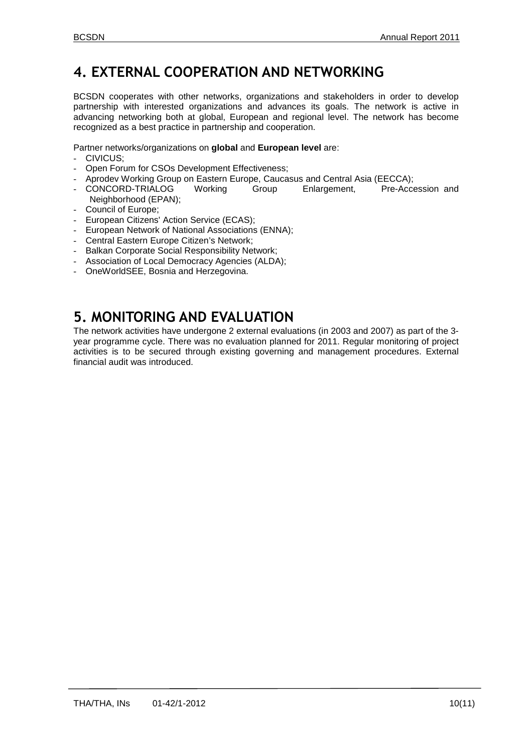# 4. EXTERNAL COOPERATION AND NETWORKING

BCSDN cooperates with other networks, organizations and stakeholders in order to develop partnership with interested organizations and advances its goals. The network is active in advancing networking both at global, European and regional level. The network has become recognized as a best practice in partnership and cooperation.

Partner networks/organizations on **global** and **European level** are:

- CIVICUS;
- Open Forum for CSOs Development Effectiveness;
- Aprodev Working Group on Eastern Europe, Caucasus and Central Asia (EECCA);
- CONCORD-TRIALOG Working Group Enlargement, Pre-Accession and Neighborhood (EPAN);
- Council of Europe;
- European Citizens' Action Service (ECAS);
- European Network of National Associations (ENNA);
- Central Eastern Europe Citizen's Network;
- Balkan Corporate Social Responsibility Network;
- Association of Local Democracy Agencies (ALDA);
- OneWorldSEE, Bosnia and Herzegovina.

# 5. MONITORING AND EVALUATION

The network activities have undergone 2 external evaluations (in 2003 and 2007) as part of the 3-year programme cycle. There was no evaluation planned for 2011. Regular monitoring of project activities is to be secured through existing governing and management procedures. External financial audit was introduced.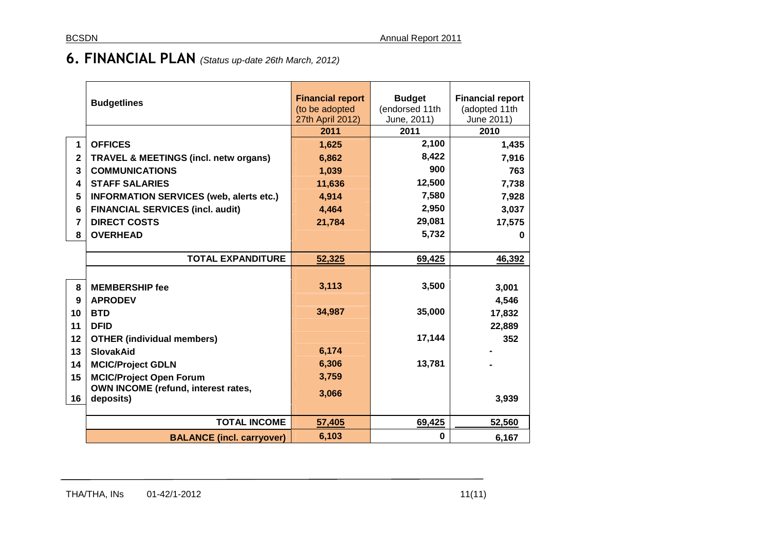# 6. FINANCIAL PLAN *(Status up-date 26th March, 2012)*

| | Budgetlines | Financial report (to be adopted 27th April 2012) | Budget (endorsed 11th June, 2011) | Financial report (adopted 11th June 2011) |
|---|---|---|---|---|
| | | 2011 | 2011 | 2010 |
| 1 | **OFFICES** | 1,625 | 2,100 | 1,435 |
| 2 | **TRAVEL & MEETINGS (incl. netw organs)** | 6,862 | 8,422 | 7,916 |
| 3 | **COMMUNICATIONS** | 1,039 | 900 | 763 |
| 4 | **STAFF SALARIES** | 11,636 | 12,500 | 7,738 |
| 5 | **INFORMATION SERVICES (web, alerts etc.)** | 4,914 | 7,580 | 7,928 |
| 6 | **FINANCIAL SERVICES (incl. audit)** | 4,464 | 2,950 | 3,037 |
| 7 | **DIRECT COSTS** | 21,784 | 29,081 | 17,575 |
| 8 | **OVERHEAD** | | 5,732 | 0 |
| | **TOTAL EXPANDITURE** | 52,325 | 69,425 | 46,392 |
| 8 | **MEMBERSHIP fee** | 3,113 | 3,500 | 3,001 |
| 9 | **APRODEV** | | | 4,546 |
| 10 | **BTD** | 34,987 | 35,000 | 17,832 |
| 11 | **DFID** | | | 22,889 |
| 12 | **OTHER (individual members)** | | 17,144 | 352 |
| 13 | **SlovakAid** | 6,174 | | - |
| 14 | **MCIC/Project GDLN** | 6,306 | 13,781 | - |
| 15 | **MCIC/Project Open Forum** | 3,759 | | |
| 16 | **OWN INCOME (refund, interest rates, deposits)** | 3,066 | | 3,939 |
| | **TOTAL INCOME** | 57,405 | 69,425 | 52,560 |
| | **BALANCE (incl. carryover)** | 6,103 | 0 | 6,167 |

THA/THA, INs 01-42/1-2012